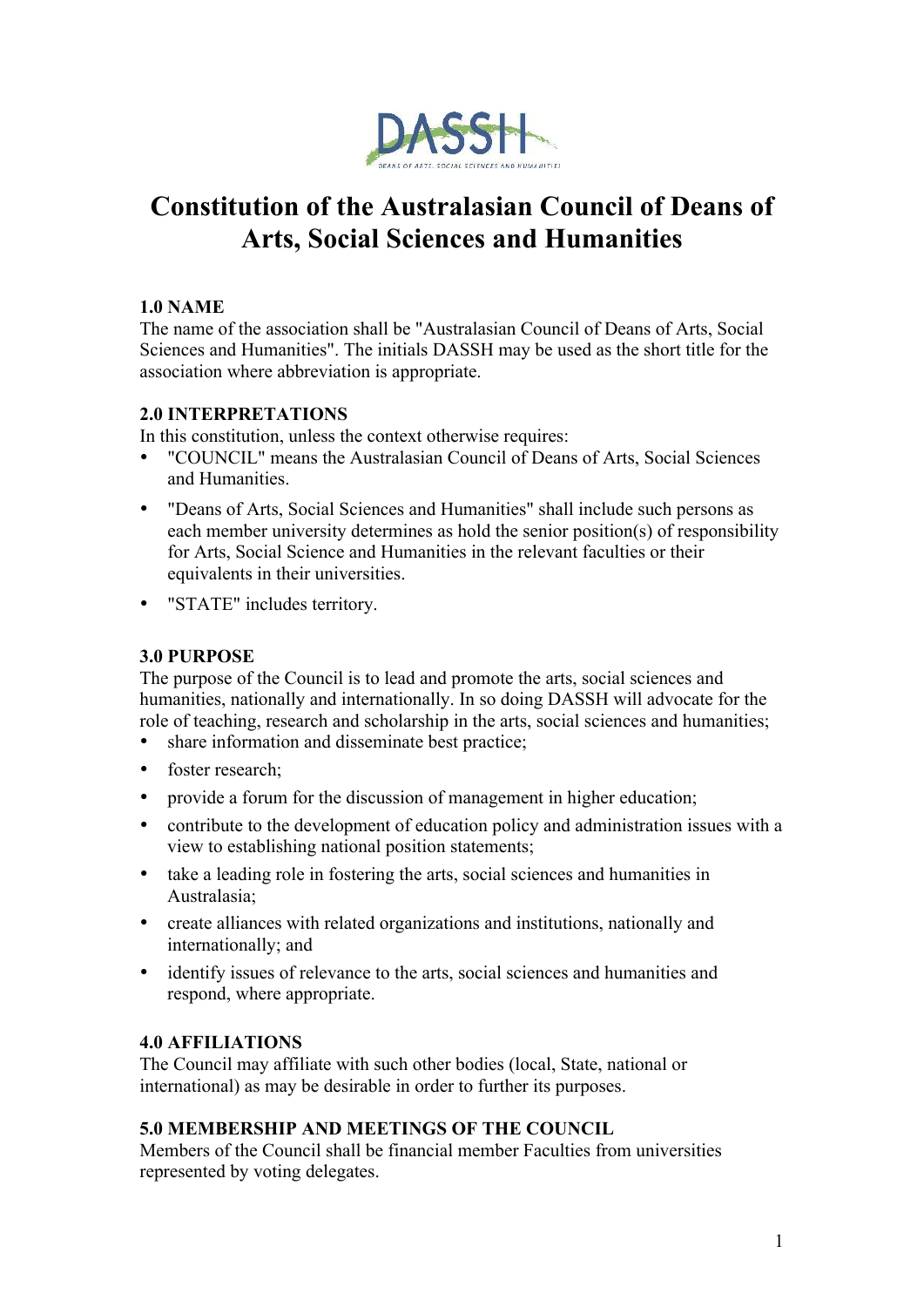# Constitution of the Australasian Council of Deans of Arts, Social Sciences and Humanities

### 1.0 NAME

The name of the association shall be "Australasian Council of Deans of Arts, Social Sciences and Humanities". The initials DASSH may be used as the short title for the association where abbreviation is appropriate.

### 2.0 INTERPRETATIONS

In this constitution, unless the context otherwise requires:

- "COUNCIL" means the Australasian Council of Deans of Arts, Social Sciences and Humanities.
- "Deans of Arts, Social Sciences and Humanities" shall include such persons as each member university determines as hold the senior position(s) of responsibility for Arts, Social Science and Humanities in the relevant faculties or their equivalents in their universities.
- "STATE" includes territory.

### 3.0 PURPOSE

The purpose of the Council is to lead and promote the arts, social sciences and humanities, nationally and internationally. In so doing DASSH will advocate for the role of teaching, research and scholarship in the arts, social sciences and humanities;

- share information and disseminate best practice;
- foster research;
- provide a forum for the discussion of management in higher education;
- contribute to the development of education policy and administration issues with a view to establishing national position statements;
- take a leading role in fostering the arts, social sciences and humanities in Australasia;
- create alliances with related organizations and institutions, nationally and internationally; and
- identify issues of relevance to the arts, social sciences and humanities and respond, where appropriate.

### 4.0 AFFILIATIONS

The Council may affiliate with such other bodies (local, State, national or international) as may be desirable in order to further its purposes.

### 5.0 MEMBERSHIP AND MEETINGS OF THE COUNCIL

Members of the Council shall be financial member Faculties from universities represented by voting delegates.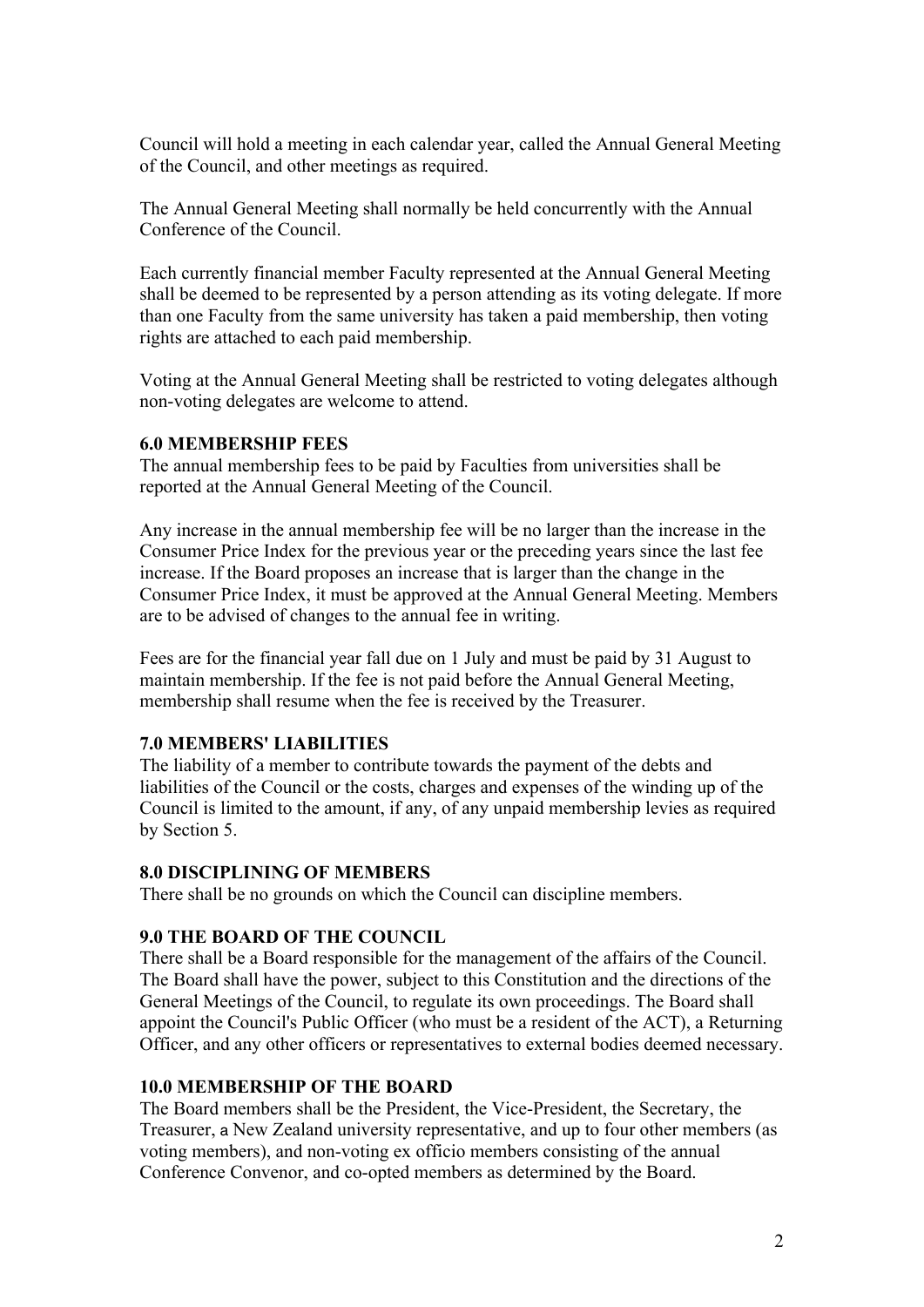Council will hold a meeting in each calendar year, called the Annual General Meeting of the Council, and other meetings as required.

The Annual General Meeting shall normally be held concurrently with the Annual Conference of the Council.

Each currently financial member Faculty represented at the Annual General Meeting shall be deemed to be represented by a person attending as its voting delegate. If more than one Faculty from the same university has taken a paid membership, then voting rights are attached to each paid membership.

Voting at the Annual General Meeting shall be restricted to voting delegates although non-voting delegates are welcome to attend.

**6.0 MEMBERSHIP FEES**

The annual membership fees to be paid by Faculties from universities shall be reported at the Annual General Meeting of the Council.

Any increase in the annual membership fee will be no larger than the increase in the Consumer Price Index for the previous year or the preceding years since the last fee increase. If the Board proposes an increase that is larger than the change in the Consumer Price Index, it must be approved at the Annual General Meeting. Members are to be advised of changes to the annual fee in writing.

Fees are for the financial year fall due on 1 July and must be paid by 31 August to maintain membership. If the fee is not paid before the Annual General Meeting, membership shall resume when the fee is received by the Treasurer.

**7.0 MEMBERS' LIABILITIES**

The liability of a member to contribute towards the payment of the debts and liabilities of the Council or the costs, charges and expenses of the winding up of the Council is limited to the amount, if any, of any unpaid membership levies as required by Section 5.

**8.0 DISCIPLINING OF MEMBERS**

There shall be no grounds on which the Council can discipline members.

**9.0 THE BOARD OF THE COUNCIL**

There shall be a Board responsible for the management of the affairs of the Council. The Board shall have the power, subject to this Constitution and the directions of the General Meetings of the Council, to regulate its own proceedings. The Board shall appoint the Council's Public Officer (who must be a resident of the ACT), a Returning Officer, and any other officers or representatives to external bodies deemed necessary.

**10.0 MEMBERSHIP OF THE BOARD**

The Board members shall be the President, the Vice-President, the Secretary, the Treasurer, a New Zealand university representative, and up to four other members (as voting members), and non-voting ex officio members consisting of the annual Conference Convenor, and co-opted members as determined by the Board.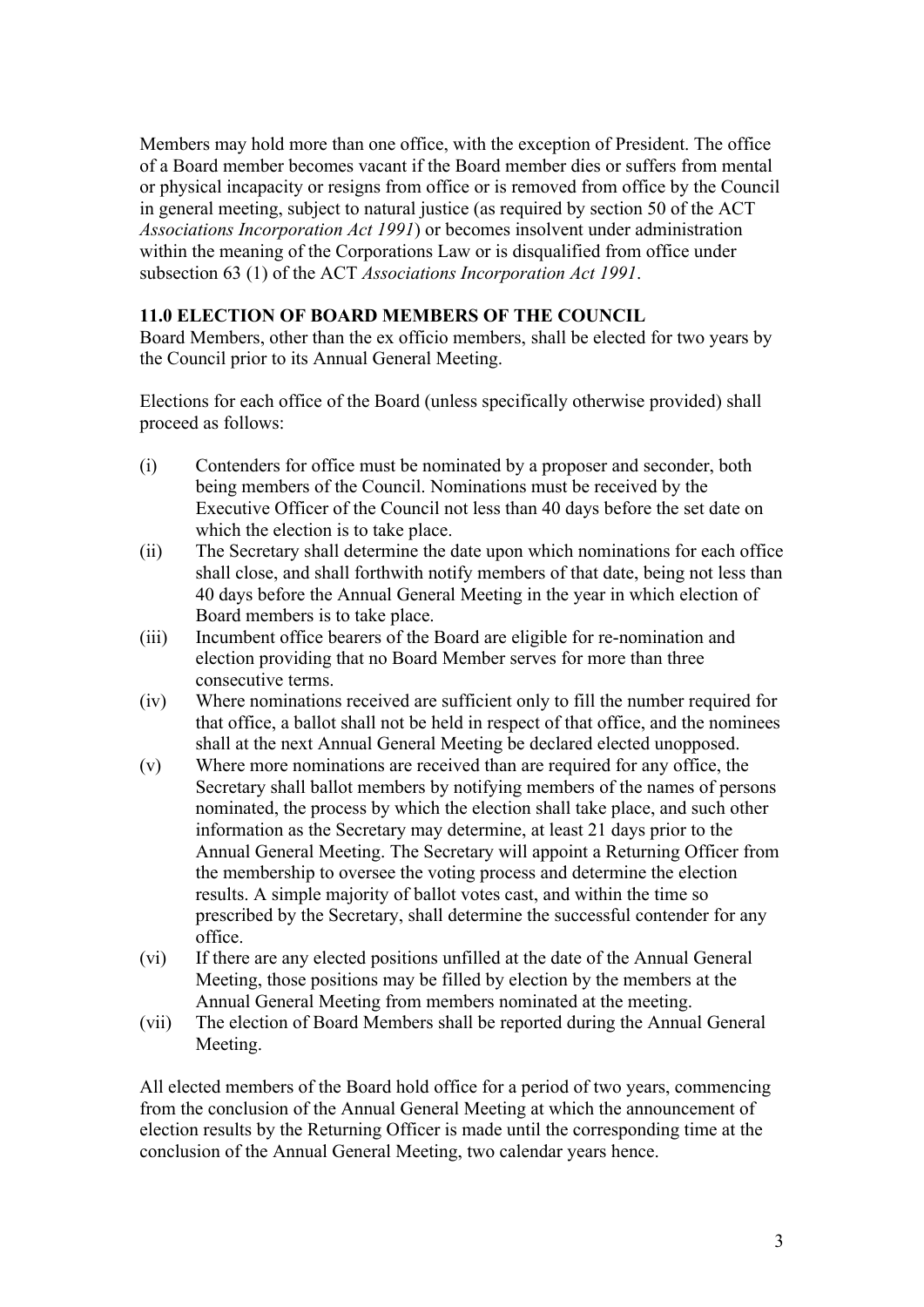Members may hold more than one office, with the exception of President. The office of a Board member becomes vacant if the Board member dies or suffers from mental or physical incapacity or resigns from office or is removed from office by the Council in general meeting, subject to natural justice (as required by section 50 of the ACT *Associations Incorporation Act 1991*) or becomes insolvent under administration within the meaning of the Corporations Law or is disqualified from office under subsection 63 (1) of the ACT *Associations Incorporation Act 1991*.

### 11.0 ELECTION OF BOARD MEMBERS OF THE COUNCIL

Board Members, other than the ex officio members, shall be elected for two years by the Council prior to its Annual General Meeting.

Elections for each office of the Board (unless specifically otherwise provided) shall proceed as follows:

(i) Contenders for office must be nominated by a proposer and seconder, both being members of the Council. Nominations must be received by the Executive Officer of the Council not less than 40 days before the set date on which the election is to take place.

(ii) The Secretary shall determine the date upon which nominations for each office shall close, and shall forthwith notify members of that date, being not less than 40 days before the Annual General Meeting in the year in which election of Board members is to take place.

(iii) Incumbent office bearers of the Board are eligible for re-nomination and election providing that no Board Member serves for more than three consecutive terms.

(iv) Where nominations received are sufficient only to fill the number required for that office, a ballot shall not be held in respect of that office, and the nominees shall at the next Annual General Meeting be declared elected unopposed.

(v) Where more nominations are received than are required for any office, the Secretary shall ballot members by notifying members of the names of persons nominated, the process by which the election shall take place, and such other information as the Secretary may determine, at least 21 days prior to the Annual General Meeting. The Secretary will appoint a Returning Officer from the membership to oversee the voting process and determine the election results. A simple majority of ballot votes cast, and within the time so prescribed by the Secretary, shall determine the successful contender for any office.

(vi) If there are any elected positions unfilled at the date of the Annual General Meeting, those positions may be filled by election by the members at the Annual General Meeting from members nominated at the meeting.

(vii) The election of Board Members shall be reported during the Annual General Meeting.

All elected members of the Board hold office for a period of two years, commencing from the conclusion of the Annual General Meeting at which the announcement of election results by the Returning Officer is made until the corresponding time at the conclusion of the Annual General Meeting, two calendar years hence.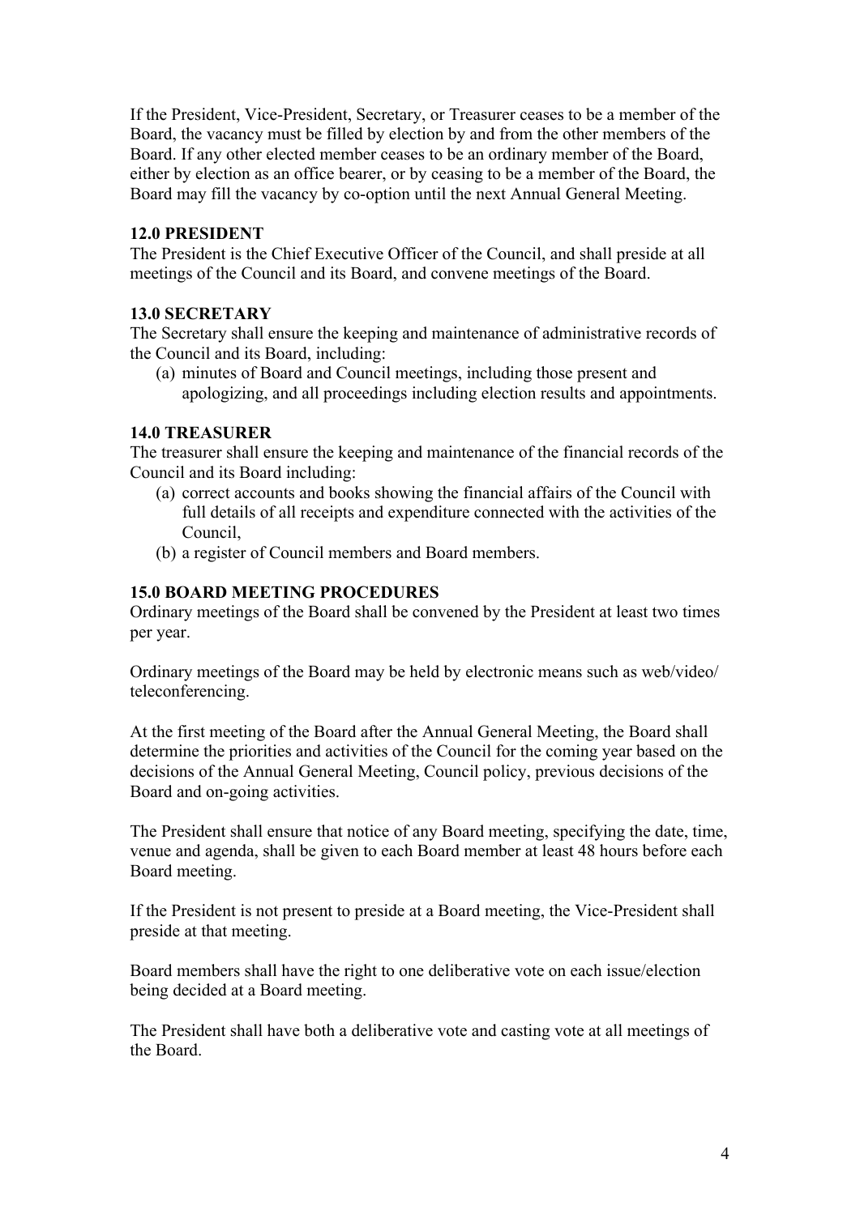If the President, Vice-President, Secretary, or Treasurer ceases to be a member of the Board, the vacancy must be filled by election by and from the other members of the Board. If any other elected member ceases to be an ordinary member of the Board, either by election as an office bearer, or by ceasing to be a member of the Board, the Board may fill the vacancy by co-option until the next Annual General Meeting.

**12.0 PRESIDENT**

The President is the Chief Executive Officer of the Council, and shall preside at all meetings of the Council and its Board, and convene meetings of the Board.

**13.0 SECRETARY**

The Secretary shall ensure the keeping and maintenance of administrative records of the Council and its Board, including:

(a) minutes of Board and Council meetings, including those present and apologizing, and all proceedings including election results and appointments.

**14.0 TREASURER**

The treasurer shall ensure the keeping and maintenance of the financial records of the Council and its Board including:

(a) correct accounts and books showing the financial affairs of the Council with full details of all receipts and expenditure connected with the activities of the Council,
(b) a register of Council members and Board members.

**15.0 BOARD MEETING PROCEDURES**

Ordinary meetings of the Board shall be convened by the President at least two times per year.

Ordinary meetings of the Board may be held by electronic means such as web/video/ teleconferencing.

At the first meeting of the Board after the Annual General Meeting, the Board shall determine the priorities and activities of the Council for the coming year based on the decisions of the Annual General Meeting, Council policy, previous decisions of the Board and on-going activities.

The President shall ensure that notice of any Board meeting, specifying the date, time, venue and agenda, shall be given to each Board member at least 48 hours before each Board meeting.

If the President is not present to preside at a Board meeting, the Vice-President shall preside at that meeting.

Board members shall have the right to one deliberative vote on each issue/election being decided at a Board meeting.

The President shall have both a deliberative vote and casting vote at all meetings of the Board.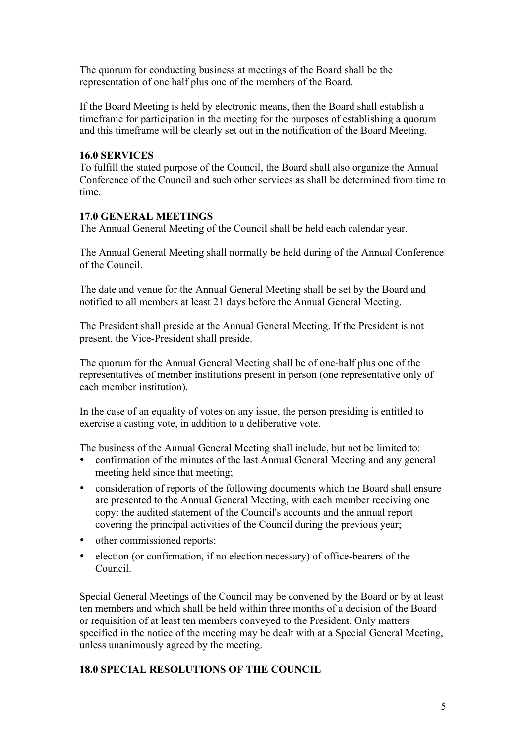The quorum for conducting business at meetings of the Board shall be the representation of one half plus one of the members of the Board.

If the Board Meeting is held by electronic means, then the Board shall establish a timeframe for participation in the meeting for the purposes of establishing a quorum and this timeframe will be clearly set out in the notification of the Board Meeting.

**16.0 SERVICES**

To fulfill the stated purpose of the Council, the Board shall also organize the Annual Conference of the Council and such other services as shall be determined from time to time.

**17.0 GENERAL MEETINGS**

The Annual General Meeting of the Council shall be held each calendar year.

The Annual General Meeting shall normally be held during of the Annual Conference of the Council.

The date and venue for the Annual General Meeting shall be set by the Board and notified to all members at least 21 days before the Annual General Meeting.

The President shall preside at the Annual General Meeting. If the President is not present, the Vice-President shall preside.

The quorum for the Annual General Meeting shall be of one-half plus one of the representatives of member institutions present in person (one representative only of each member institution).

In the case of an equality of votes on any issue, the person presiding is entitled to exercise a casting vote, in addition to a deliberative vote.

The business of the Annual General Meeting shall include, but not be limited to:

- confirmation of the minutes of the last Annual General Meeting and any general meeting held since that meeting;
- consideration of reports of the following documents which the Board shall ensure are presented to the Annual General Meeting, with each member receiving one copy: the audited statement of the Council's accounts and the annual report covering the principal activities of the Council during the previous year;
- other commissioned reports;
- election (or confirmation, if no election necessary) of office-bearers of the Council.

Special General Meetings of the Council may be convened by the Board or by at least ten members and which shall be held within three months of a decision of the Board or requisition of at least ten members conveyed to the President. Only matters specified in the notice of the meeting may be dealt with at a Special General Meeting, unless unanimously agreed by the meeting.

**18.0 SPECIAL RESOLUTIONS OF THE COUNCIL**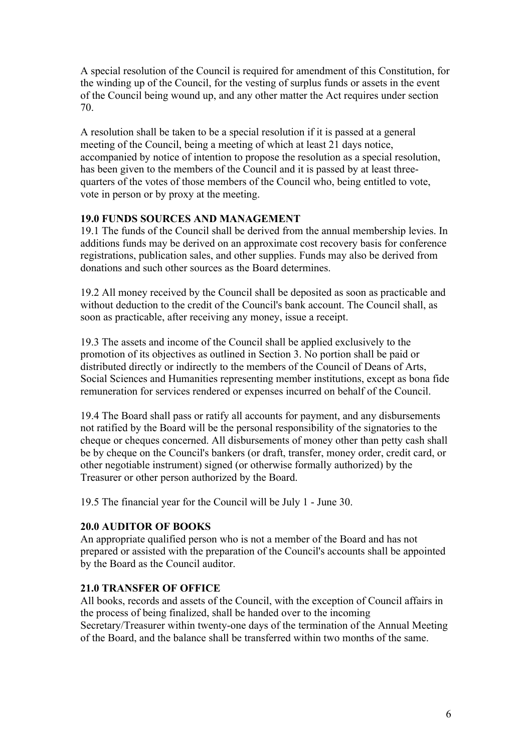A special resolution of the Council is required for amendment of this Constitution, for the winding up of the Council, for the vesting of surplus funds or assets in the event of the Council being wound up, and any other matter the Act requires under section 70.

A resolution shall be taken to be a special resolution if it is passed at a general meeting of the Council, being a meeting of which at least 21 days notice, accompanied by notice of intention to propose the resolution as a special resolution, has been given to the members of the Council and it is passed by at least three-quarters of the votes of those members of the Council who, being entitled to vote, vote in person or by proxy at the meeting.

**19.0 FUNDS SOURCES AND MANAGEMENT**

19.1 The funds of the Council shall be derived from the annual membership levies. In additions funds may be derived on an approximate cost recovery basis for conference registrations, publication sales, and other supplies. Funds may also be derived from donations and such other sources as the Board determines.

19.2 All money received by the Council shall be deposited as soon as practicable and without deduction to the credit of the Council's bank account. The Council shall, as soon as practicable, after receiving any money, issue a receipt.

19.3 The assets and income of the Council shall be applied exclusively to the promotion of its objectives as outlined in Section 3. No portion shall be paid or distributed directly or indirectly to the members of the Council of Deans of Arts, Social Sciences and Humanities representing member institutions, except as bona fide remuneration for services rendered or expenses incurred on behalf of the Council.

19.4 The Board shall pass or ratify all accounts for payment, and any disbursements not ratified by the Board will be the personal responsibility of the signatories to the cheque or cheques concerned. All disbursements of money other than petty cash shall be by cheque on the Council's bankers (or draft, transfer, money order, credit card, or other negotiable instrument) signed (or otherwise formally authorized) by the Treasurer or other person authorized by the Board.

19.5 The financial year for the Council will be July 1 - June 30.

**20.0 AUDITOR OF BOOKS**

An appropriate qualified person who is not a member of the Board and has not prepared or assisted with the preparation of the Council's accounts shall be appointed by the Board as the Council auditor.

**21.0 TRANSFER OF OFFICE**

All books, records and assets of the Council, with the exception of Council affairs in the process of being finalized, shall be handed over to the incoming Secretary/Treasurer within twenty-one days of the termination of the Annual Meeting of the Board, and the balance shall be transferred within two months of the same.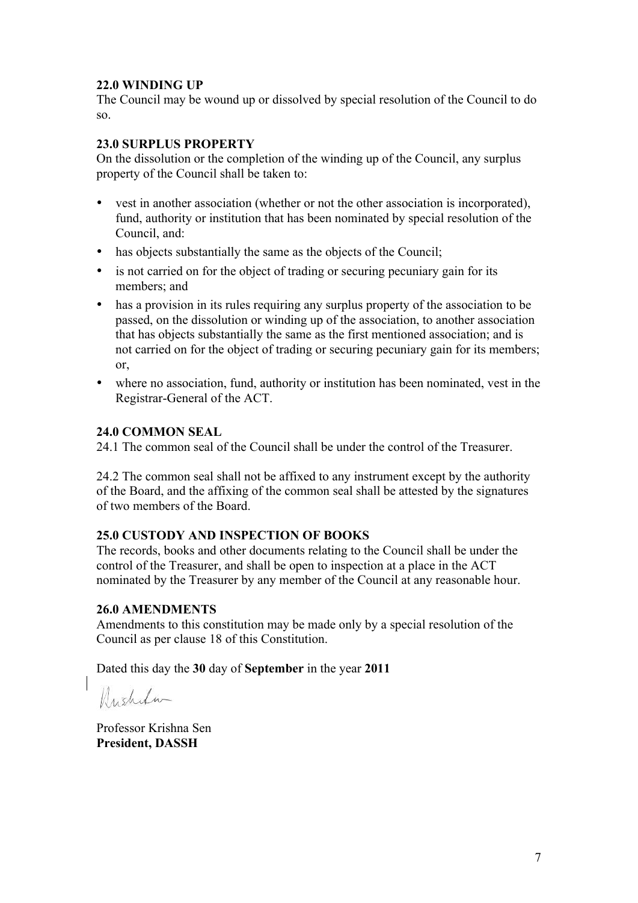**22.0 WINDING UP**
The Council may be wound up or dissolved by special resolution of the Council to do so.

**23.0 SURPLUS PROPERTY**
On the dissolution or the completion of the winding up of the Council, any surplus property of the Council shall be taken to:

- vest in another association (whether or not the other association is incorporated), fund, authority or institution that has been nominated by special resolution of the Council, and:
- has objects substantially the same as the objects of the Council;
- is not carried on for the object of trading or securing pecuniary gain for its members; and
- has a provision in its rules requiring any surplus property of the association to be passed, on the dissolution or winding up of the association, to another association that has objects substantially the same as the first mentioned association; and is not carried on for the object of trading or securing pecuniary gain for its members; or,
- where no association, fund, authority or institution has been nominated, vest in the Registrar-General of the ACT.

**24.0 COMMON SEAL**
24.1 The common seal of the Council shall be under the control of the Treasurer.

24.2 The common seal shall not be affixed to any instrument except by the authority of the Board, and the affixing of the common seal shall be attested by the signatures of two members of the Board.

**25.0 CUSTODY AND INSPECTION OF BOOKS**
The records, books and other documents relating to the Council shall be under the control of the Treasurer, and shall be open to inspection at a place in the ACT nominated by the Treasurer by any member of the Council at any reasonable hour.

**26.0 AMENDMENTS**
Amendments to this constitution may be made only by a special resolution of the Council as per clause 18 of this Constitution.

Dated this day the **30** day of **September** in the year **2011**

Professor Krishna Sen
**President, DASSH**